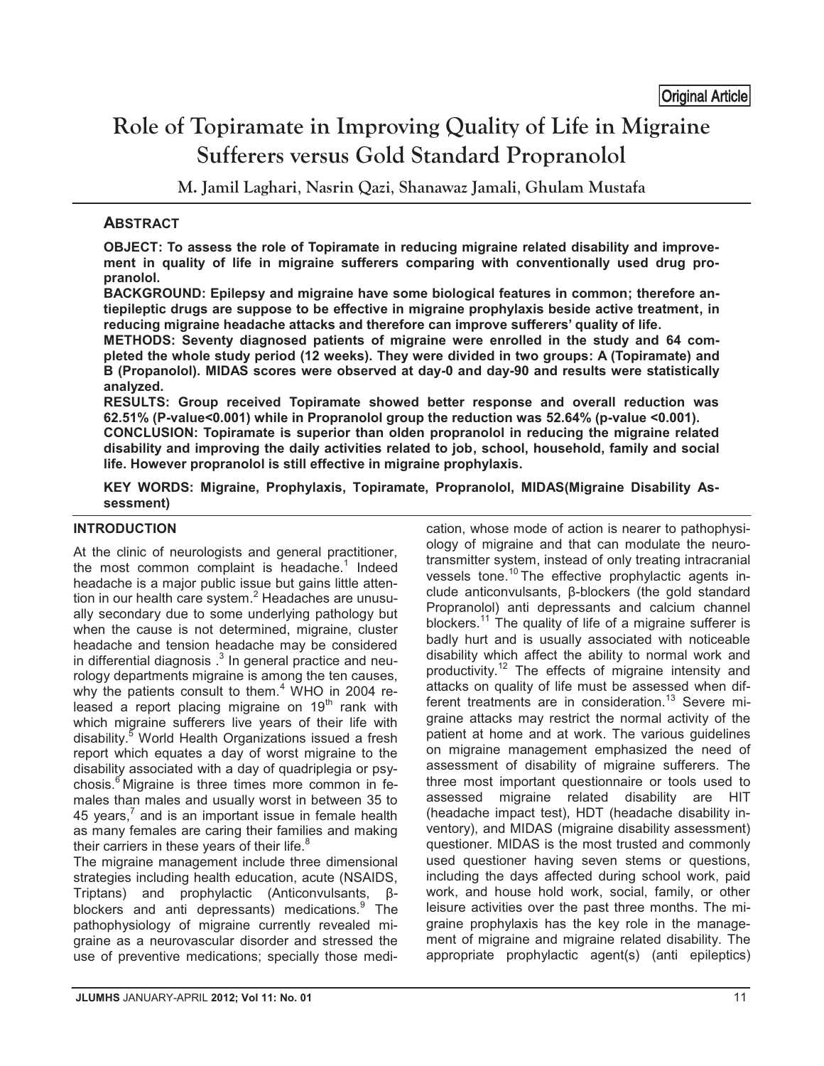Original Article

# Role of Topiramate in Improving Quality of Life in Migraine Sufferers versus Gold Standard Propranolol

**M. Jamil Laghari, Nasrin Qazi, Shanawaz Jamali, Ghulam Mustafa**

## ABSTRACT

**OBJECT: To assess the role of Topiramate in reducing migraine related disability and improvement in quality of life in migraine sufferers comparing with conventionally used drug propranolol.**

**BACKGROUND: Epilepsy and migraine have some biological features in common; therefore antiepileptic drugs are suppose to be effective in migraine prophylaxis beside active treatment, in reducing migraine headache attacks and therefore can improve sufferers' quality of life.**

**METHODS: Seventy diagnosed patients of migraine were enrolled in the study and 64 completed the whole study period (12 weeks). They were divided in two groups: A (Topiramate) and B (Propanolol). MIDAS scores were observed at day-0 and day-90 and results were statistically analyzed.**

**RESULTS: Group received Topiramate showed better response and overall reduction was 62.51% (P-value<0.001) while in Propranolol group the reduction was 52.64% (p-value <0.001).**

**CONCLUSION: Topiramate is superior than olden propranolol in reducing the migraine related disability and improving the daily activities related to job, school, household, family and social life. However propranolol is still effective in migraine prophylaxis.**

**KEY WORDS: Migraine, Prophylaxis, Topiramate, Propranolol, MIDAS(Migraine Disability Assessment)**

## INTRODUCTION

At the clinic of neurologists and general practitioner, the most common complaint is headache.[1] Indeed headache is a major public issue but gains little attention in our health care system.[2] Headaches are unusually secondary due to some underlying pathology but when the cause is not determined, migraine, cluster headache and tension headache may be considered in differential diagnosis .[3] In general practice and neurology departments migraine is among the ten causes, why the patients consult to them.[4] WHO in 2004 released a report placing migraine on 19[th] rank with which migraine sufferers live years of their life with disability.[5] World Health Organizations issued a fresh report which equates a day of worst migraine to the disability associated with a day of quadriplegia or psychosis.[6] Migraine is three times more common in females than males and usually worst in between 35 to 45 years,[7] and is an important issue in female health as many females are caring their families and making their carriers in these years of their life.[8]

The migraine management include three dimensional strategies including health education, acute (NSAIDS, Triptans) and prophylactic (Anticonvulsants, β-blockers and anti depressants) medications.[9] The pathophysiology of migraine currently revealed migraine as a neurovascular disorder and stressed the use of preventive medications; specially those medication, whose mode of action is nearer to pathophysiology of migraine and that can modulate the neurotransmitter system, instead of only treating intracranial vessels tone.[10] The effective prophylactic agents include anticonvulsants, β-blockers (the gold standard Propranolol) anti depressants and calcium channel blockers.[11] The quality of life of a migraine sufferer is badly hurt and is usually associated with noticeable disability which affect the ability to normal work and productivity.[12] The effects of migraine intensity and attacks on quality of life must be assessed when different treatments are in consideration.[13] Severe migraine attacks may restrict the normal activity of the patient at home and at work. The various guidelines on migraine management emphasized the need of assessment of disability of migraine sufferers. The three most important questionnaire or tools used to assessed migraine related disability are HIT (headache impact test), HDT (headache disability inventory), and MIDAS (migraine disability assessment) questioner. MIDAS is the most trusted and commonly used questioner having seven stems or questions, including the days affected during school work, paid work, and house hold work, social, family, or other leisure activities over the past three months. The migraine prophylaxis has the key role in the management of migraine and migraine related disability. The appropriate prophylactic agent(s) (anti epileptics)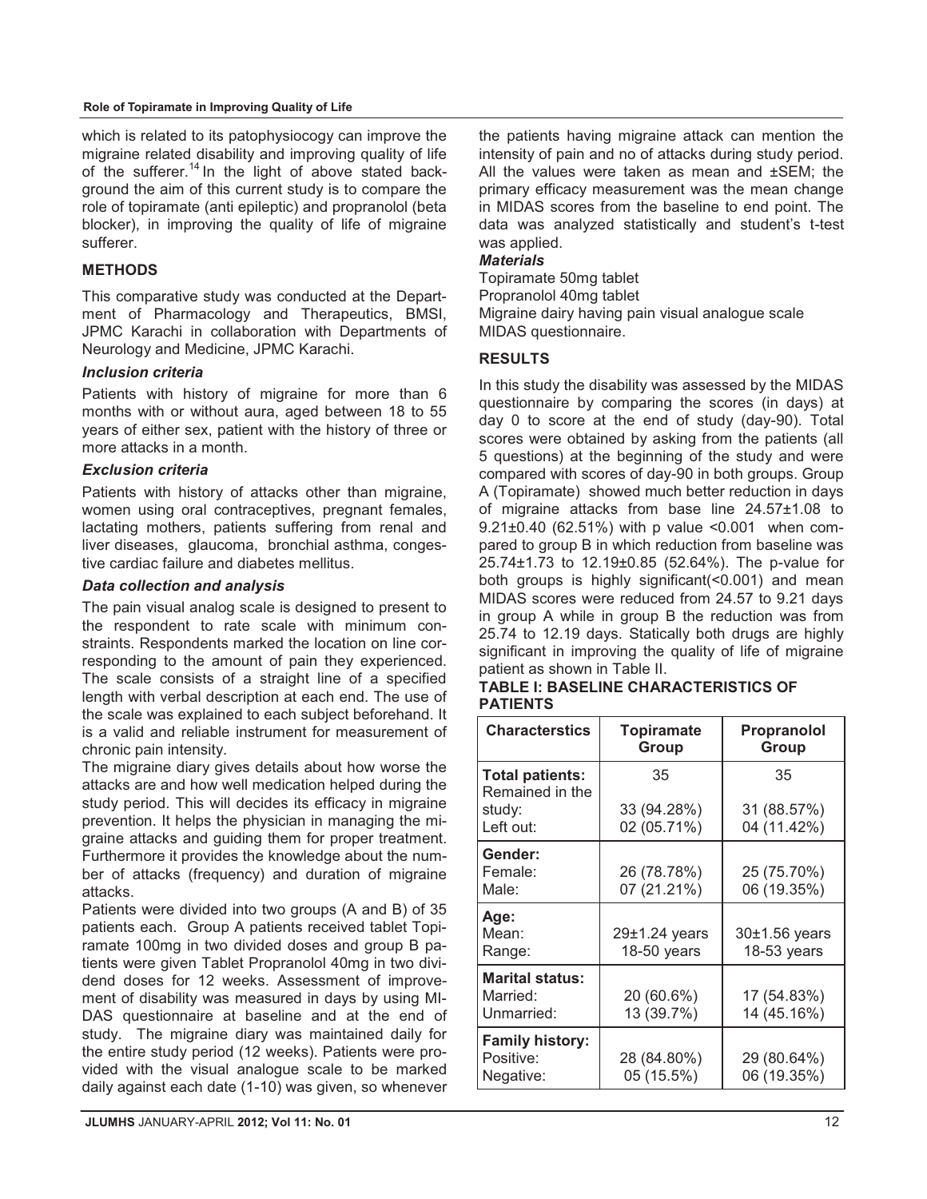which is related to its patophysiocogy can improve the migraine related disability and improving quality of life of the sufferer.[14] In the light of above stated background the aim of this current study is to compare the role of topiramate (anti epileptic) and propranolol (beta blocker), in improving the quality of life of migraine sufferer.

## METHODS

This comparative study was conducted at the Department of Pharmacology and Therapeutics, BMSI, JPMC Karachi in collaboration with Departments of Neurology and Medicine, JPMC Karachi.

### *Inclusion criteria*

Patients with history of migraine for more than 6 months with or without aura, aged between 18 to 55 years of either sex, patient with the history of three or more attacks in a month.

### *Exclusion criteria*

Patients with history of attacks other than migraine, women using oral contraceptives, pregnant females, lactating mothers, patients suffering from renal and liver diseases, glaucoma, bronchial asthma, congestive cardiac failure and diabetes mellitus.

### *Data collection and analysis*

The pain visual analog scale is designed to present to the respondent to rate scale with minimum constraints. Respondents marked the location on line corresponding to the amount of pain they experienced. The scale consists of a straight line of a specified length with verbal description at each end. The use of the scale was explained to each subject beforehand. It is a valid and reliable instrument for measurement of chronic pain intensity.

The migraine diary gives details about how worse the attacks are and how well medication helped during the study period. This will decides its efficacy in migraine prevention. It helps the physician in managing the migraine attacks and guiding them for proper treatment. Furthermore it provides the knowledge about the number of attacks (frequency) and duration of migraine attacks.

Patients were divided into two groups (A and B) of 35 patients each. Group A patients received tablet Topiramate 100mg in two divided doses and group B patients were given Tablet Propranolol 40mg in two dividend doses for 12 weeks. Assessment of improvement of disability was measured in days by using MIDAS questionnaire at baseline and at the end of study. The migraine diary was maintained daily for the entire study period (12 weeks). Patients were provided with the visual analogue scale to be marked daily against each date (1-10) was given, so whenever the patients having migraine attack can mention the intensity of pain and no of attacks during study period. All the values were taken as mean and ±SEM; the primary efficacy measurement was the mean change in MIDAS scores from the baseline to end point. The data was analyzed statistically and student's t-test was applied.

### *Materials*

Topiramate 50mg tablet
Propranolol 40mg tablet
Migraine dairy having pain visual analogue scale
MIDAS questionnaire.

## RESULTS

In this study the disability was assessed by the MIDAS questionnaire by comparing the scores (in days) at day 0 to score at the end of study (day-90). Total scores were obtained by asking from the patients (all 5 questions) at the beginning of the study and were compared with scores of day-90 in both groups. Group A (Topiramate) showed much better reduction in days of migraine attacks from base line 24.57±1.08 to 9.21±0.40 (62.51%) with p value <0.001 when compared to group B in which reduction from baseline was 25.74±1.73 to 12.19±0.85 (52.64%). The p-value for both groups is highly significant(<0.001) and mean MIDAS scores were reduced from 24.57 to 9.21 days in group A while in group B the reduction was from 25.74 to 12.19 days. Statically both drugs are highly significant in improving the quality of life of migraine patient as shown in Table II.

**TABLE I: BASELINE CHARACTERISTICS OF PATIENTS**

| Characterstics | Topiramate Group | Propranolol Group |
|---|---|---|
| **Total patients:** | 35 | 35 |
| Remained in the study: | 33 (94.28%) | 31 (88.57%) |
| Left out: | 02 (05.71%) | 04 (11.42%) |
| **Gender:** | | |
| Female: | 26 (78.78%) | 25 (75.70%) |
| Male: | 07 (21.21%) | 06 (19.35%) |
| **Age:** | | |
| Mean: | 29±1.24 years | 30±1.56 years |
| Range: | 18-50 years | 18-53 years |
| **Marital status:** | | |
| Married: | 20 (60.6%) | 17 (54.83%) |
| Unmarried: | 13 (39.7%) | 14 (45.16%) |
| **Family history:** | | |
| Positive: | 28 (84.80%) | 29 (80.64%) |
| Negative: | 05 (15.5%) | 06 (19.35%) |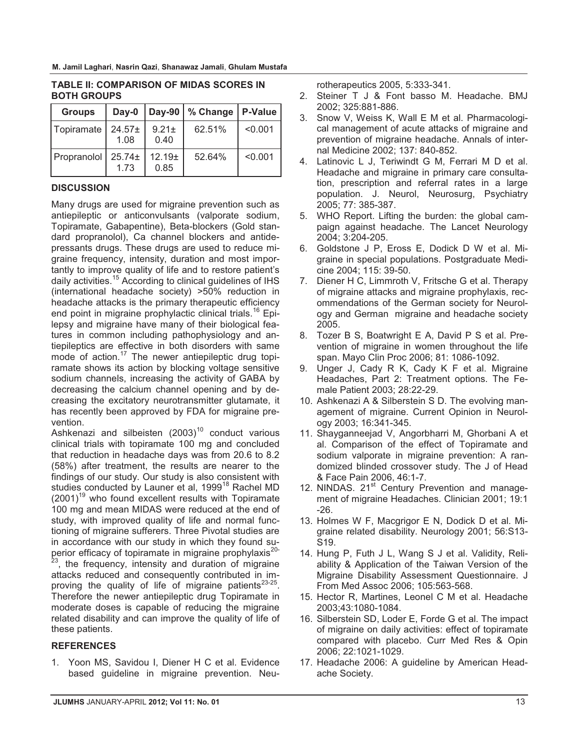**TABLE II: COMPARISON OF MIDAS SCORES IN BOTH GROUPS**

| Groups | Day-0 | Day-90 | % Change | P-Value |
|---|---|---|---|---|
| Topiramate | 24.57± 1.08 | 9.21± 0.40 | 62.51% | <0.001 |
| Propranolol | 25.74± 1.73 | 12.19± 0.85 | 52.64% | <0.001 |

## DISCUSSION

Many drugs are used for migraine prevention such as antiepileptic or anticonvulsants (valporate sodium, Topiramate, Gabapentine), Beta-blockers (Gold standard propranolol), Ca channel blockers and antidepressants drugs. These drugs are used to reduce migraine frequency, intensity, duration and most importantly to improve quality of life and to restore patient's daily activities.[15] According to clinical guidelines of IHS (international headache society) >50% reduction in headache attacks is the primary therapeutic efficiency end point in migraine prophylactic clinical trials.[16] Epilepsy and migraine have many of their biological features in common including pathophysiology and antiepileptics are effective in both disorders with same mode of action.[17] The newer antiepileptic drug topiramate shows its action by blocking voltage sensitive sodium channels, increasing the activity of GABA by decreasing the calcium channel opening and by decreasing the excitatory neurotransmitter glutamate, it has recently been approved by FDA for migraine prevention.

Ashkenazi and silbeisten (2003)[10] conduct various clinical trials with topiramate 100 mg and concluded that reduction in headache days was from 20.6 to 8.2 (58%) after treatment, the results are nearer to the findings of our study. Our study is also consistent with studies conducted by Launer et al, 1999[18] Rachel MD (2001)[19] who found excellent results with Topiramate 100 mg and mean MIDAS were reduced at the end of study, with improved quality of life and normal functioning of migraine sufferers. Three Pivotal studies are in accordance with our study in which they found superior efficacy of topiramate in migraine prophylaxis[20-23], the frequency, intensity and duration of migraine attacks reduced and consequently contributed in improving the quality of life of migraine patients[23-25]. Therefore the newer antiepileptic drug Topiramate in moderate doses is capable of reducing the migraine related disability and can improve the quality of life of these patients.

## REFERENCES

1. Yoon MS, Savidou I, Diener H C et al. Evidence based guideline in migraine prevention. Neurotherapeutics 2005, 5:333-341.
2. Steiner T J & Font basso M. Headache. BMJ 2002; 325:881-886.
3. Snow V, Weiss K, Wall E M et al. Pharmacological management of acute attacks of migraine and prevention of migraine headache. Annals of internal Medicine 2002; 137: 840-852.
4. Latinovic L J, Teriwindt G M, Ferrari M D et al. Headache and migraine in primary care consultation, prescription and referral rates in a large population. J. Neurol, Neurosurg, Psychiatry 2005; 77: 385-387.
5. WHO Report. Lifting the burden: the global campaign against headache. The Lancet Neurology 2004; 3:204-205.
6. Goldstone J P, Eross E, Dodick D W et al. Migraine in special populations. Postgraduate Medicine 2004; 115: 39-50.
7. Diener H C, Limmroth V, Fritsche G et al. Therapy of migraine attacks and migraine prophylaxis, recommendations of the German society for Neurology and German migraine and headache society 2005.
8. Tozer B S, Boatwright E A, David P S et al. Prevention of migraine in women throughout the life span. Mayo Clin Proc 2006; 81: 1086-1092.
9. Unger J, Cady R K, Cady K F et al. Migraine Headaches, Part 2: Treatment options. The Female Patient 2003; 28:22-29.
10. Ashkenazi A & Silberstein S D. The evolving management of migraine. Current Opinion in Neurology 2003; 16:341-345.
11. Shayganneejad V, Angorbharri M, Ghorbani A et al. Comparison of the effect of Topiramate and sodium valporate in migraine prevention: A randomized blinded crossover study. The J of Head & Face Pain 2006, 46:1-7.
12. NINDAS. 21st Century Prevention and management of migraine Headaches. Clinician 2001; 19:1-26.
13. Holmes W F, Macgrigor E N, Dodick D et al. Migraine related disability. Neurology 2001; 56:S13-S19.
14. Hung P, Futh J L, Wang S J et al. Validity, Reliability & Application of the Taiwan Version of the Migraine Disability Assessment Questionnaire. J From Med Assoc 2006; 105:563-568.
15. Hector R, Martines, Leonel C M et al. Headache 2003;43:1080-1084.
16. Silberstein SD, Loder E, Forde G et al. The impact of migraine on daily activities: effect of topiramate compared with placebo. Curr Med Res & Opin 2006; 22:1021-1029.
17. Headache 2006: A guideline by American Headache Society.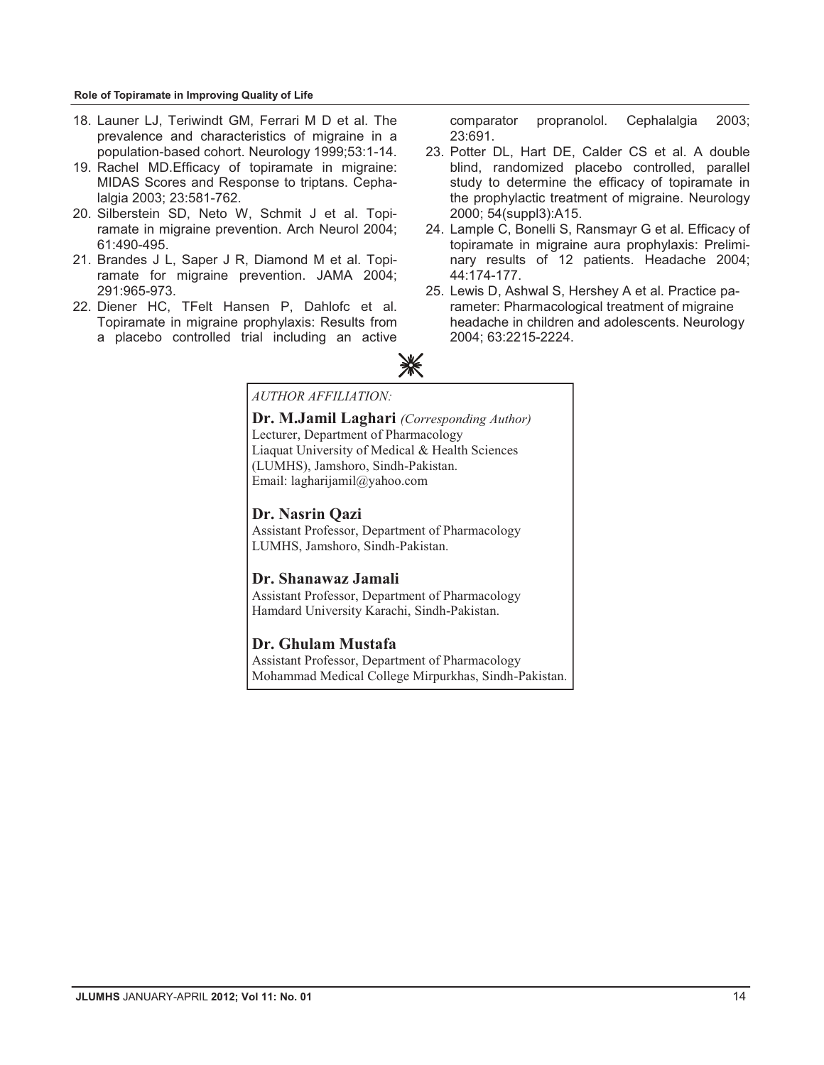18. Launer LJ, Teriwindt GM, Ferrari M D et al. The prevalence and characteristics of migraine in a population-based cohort. Neurology 1999;53:1-14.
19. Rachel MD.Efficacy of topiramate in migraine: MIDAS Scores and Response to triptans. Cephalalgia 2003; 23:581-762.
20. Silberstein SD, Neto W, Schmit J et al. Topiramate in migraine prevention. Arch Neurol 2004; 61:490-495.
21. Brandes J L, Saper J R, Diamond M et al. Topiramate for migraine prevention. JAMA 2004; 291:965-973.
22. Diener HC, TFelt Hansen P, Dahlofc et al. Topiramate in migraine prophylaxis: Results from a placebo controlled trial including an active comparator propranolol. Cephalalgia 2003; 23:691.
23. Potter DL, Hart DE, Calder CS et al. A double blind, randomized placebo controlled, parallel study to determine the efficacy of topiramate in the prophylactic treatment of migraine. Neurology 2000; 54(suppl3):A15.
24. Lample C, Bonelli S, Ransmayr G et al. Efficacy of topiramate in migraine aura prophylaxis: Preliminary results of 12 patients. Headache 2004; 44:174-177.
25. Lewis D, Ashwal S, Hershey A et al. Practice parameter: Pharmacological treatment of migraine headache in children and adolescents. Neurology 2004; 63:2215-2224.

*AUTHOR AFFILIATION:*

**Dr. M.Jamil Laghari** *(Corresponding Author)*
Lecturer, Department of Pharmacology
Liaquat University of Medical & Health Sciences
(LUMHS), Jamshoro, Sindh-Pakistan.
Email: lagharijamil@yahoo.com

**Dr. Nasrin Qazi**
Assistant Professor, Department of Pharmacology
LUMHS, Jamshoro, Sindh-Pakistan.

**Dr. Shanawaz Jamali**
Assistant Professor, Department of Pharmacology
Hamdard University Karachi, Sindh-Pakistan.

**Dr. Ghulam Mustafa**
Assistant Professor, Department of Pharmacology
Mohammad Medical College Mirpurkhas, Sindh-Pakistan.